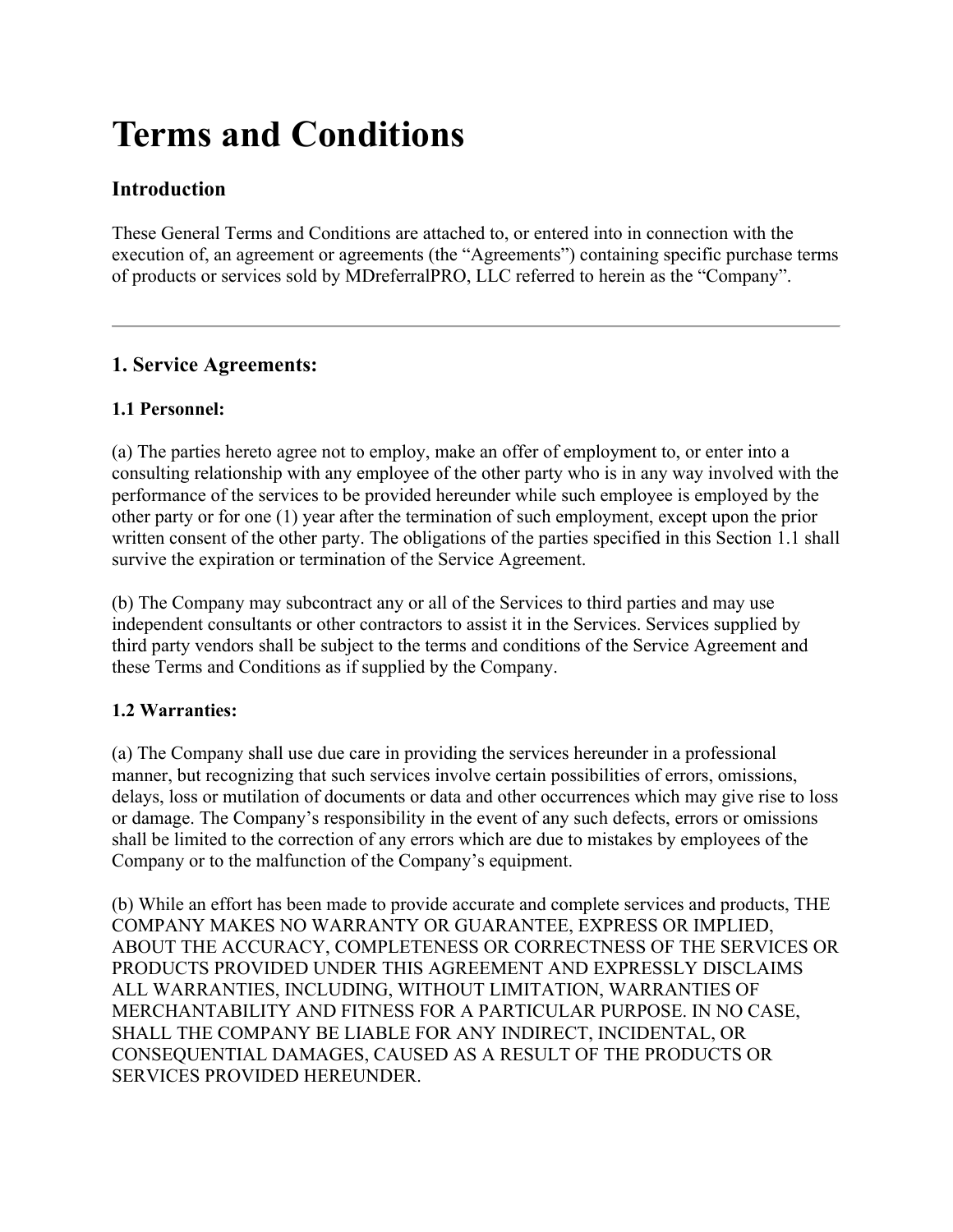# Terms and Conditions

## Introduction

These General Terms and Conditions are attached to, or entered into in connection with the execution of, an agreement or agreements (the "Agreements") containing specific purchase terms of products or services sold by MDreferralPRO, LLC referred to herein as the "Company".

---

## 1. Service Agreements:

### 1.1 Personnel:

(a) The parties hereto agree not to employ, make an offer of employment to, or enter into a consulting relationship with any employee of the other party who is in any way involved with the performance of the services to be provided hereunder while such employee is employed by the other party or for one (1) year after the termination of such employment, except upon the prior written consent of the other party. The obligations of the parties specified in this Section 1.1 shall survive the expiration or termination of the Service Agreement.

(b) The Company may subcontract any or all of the Services to third parties and may use independent consultants or other contractors to assist it in the Services. Services supplied by third party vendors shall be subject to the terms and conditions of the Service Agreement and these Terms and Conditions as if supplied by the Company.

### 1.2 Warranties:

(a) The Company shall use due care in providing the services hereunder in a professional manner, but recognizing that such services involve certain possibilities of errors, omissions, delays, loss or mutilation of documents or data and other occurrences which may give rise to loss or damage. The Company's responsibility in the event of any such defects, errors or omissions shall be limited to the correction of any errors which are due to mistakes by employees of the Company or to the malfunction of the Company's equipment.

(b) While an effort has been made to provide accurate and complete services and products, THE COMPANY MAKES NO WARRANTY OR GUARANTEE, EXPRESS OR IMPLIED, ABOUT THE ACCURACY, COMPLETENESS OR CORRECTNESS OF THE SERVICES OR PRODUCTS PROVIDED UNDER THIS AGREEMENT AND EXPRESSLY DISCLAIMS ALL WARRANTIES, INCLUDING, WITHOUT LIMITATION, WARRANTIES OF MERCHANTABILITY AND FITNESS FOR A PARTICULAR PURPOSE. IN NO CASE, SHALL THE COMPANY BE LIABLE FOR ANY INDIRECT, INCIDENTAL, OR CONSEQUENTIAL DAMAGES, CAUSED AS A RESULT OF THE PRODUCTS OR SERVICES PROVIDED HEREUNDER.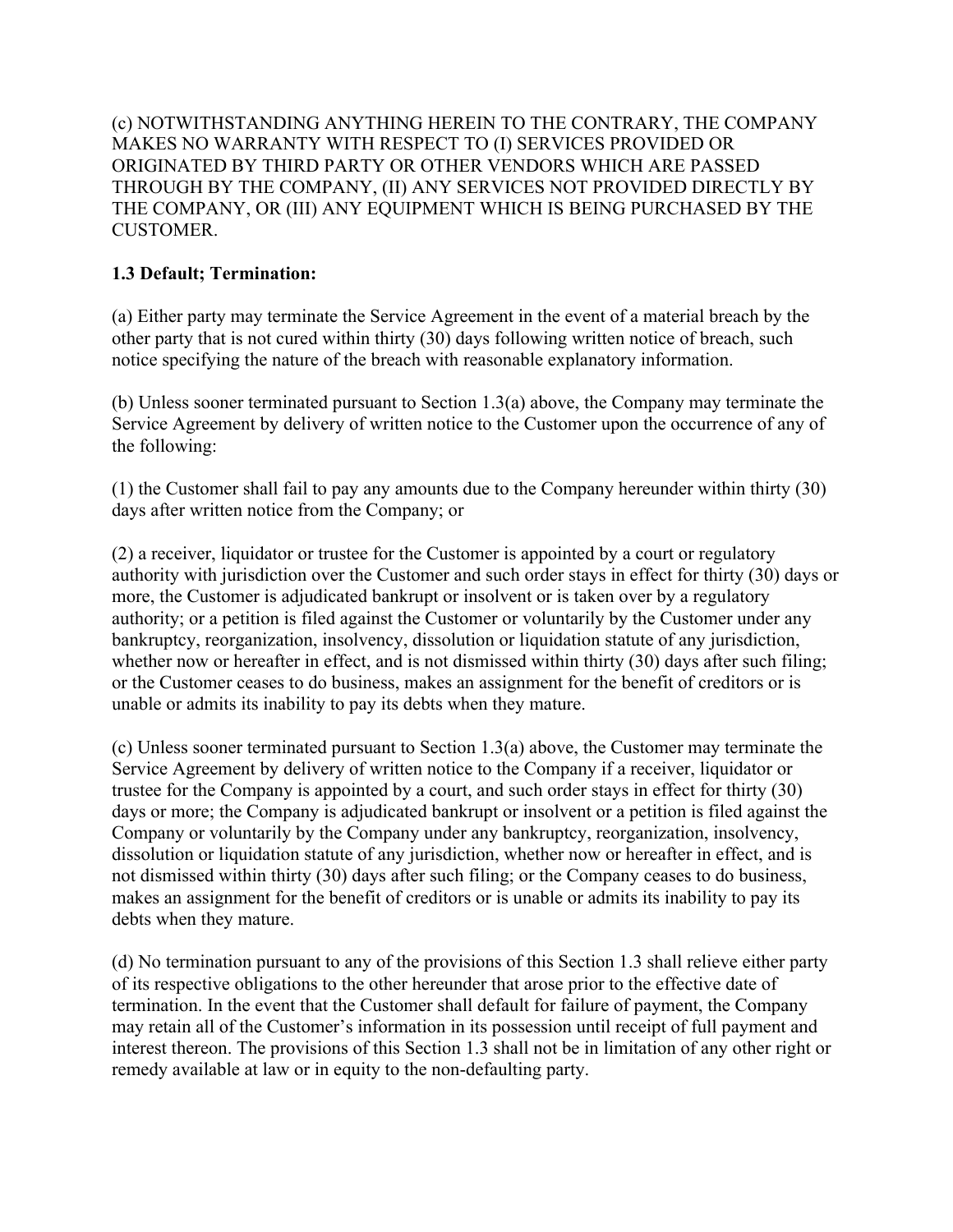(c) NOTWITHSTANDING ANYTHING HEREIN TO THE CONTRARY, THE COMPANY MAKES NO WARRANTY WITH RESPECT TO (I) SERVICES PROVIDED OR ORIGINATED BY THIRD PARTY OR OTHER VENDORS WHICH ARE PASSED THROUGH BY THE COMPANY, (II) ANY SERVICES NOT PROVIDED DIRECTLY BY THE COMPANY, OR (III) ANY EQUIPMENT WHICH IS BEING PURCHASED BY THE CUSTOMER.

**1.3 Default; Termination:**

(a) Either party may terminate the Service Agreement in the event of a material breach by the other party that is not cured within thirty (30) days following written notice of breach, such notice specifying the nature of the breach with reasonable explanatory information.

(b) Unless sooner terminated pursuant to Section 1.3(a) above, the Company may terminate the Service Agreement by delivery of written notice to the Customer upon the occurrence of any of the following:

(1) the Customer shall fail to pay any amounts due to the Company hereunder within thirty (30) days after written notice from the Company; or

(2) a receiver, liquidator or trustee for the Customer is appointed by a court or regulatory authority with jurisdiction over the Customer and such order stays in effect for thirty (30) days or more, the Customer is adjudicated bankrupt or insolvent or is taken over by a regulatory authority; or a petition is filed against the Customer or voluntarily by the Customer under any bankruptcy, reorganization, insolvency, dissolution or liquidation statute of any jurisdiction, whether now or hereafter in effect, and is not dismissed within thirty (30) days after such filing; or the Customer ceases to do business, makes an assignment for the benefit of creditors or is unable or admits its inability to pay its debts when they mature.

(c) Unless sooner terminated pursuant to Section 1.3(a) above, the Customer may terminate the Service Agreement by delivery of written notice to the Company if a receiver, liquidator or trustee for the Company is appointed by a court, and such order stays in effect for thirty (30) days or more; the Company is adjudicated bankrupt or insolvent or a petition is filed against the Company or voluntarily by the Company under any bankruptcy, reorganization, insolvency, dissolution or liquidation statute of any jurisdiction, whether now or hereafter in effect, and is not dismissed within thirty (30) days after such filing; or the Company ceases to do business, makes an assignment for the benefit of creditors or is unable or admits its inability to pay its debts when they mature.

(d) No termination pursuant to any of the provisions of this Section 1.3 shall relieve either party of its respective obligations to the other hereunder that arose prior to the effective date of termination. In the event that the Customer shall default for failure of payment, the Company may retain all of the Customer's information in its possession until receipt of full payment and interest thereon. The provisions of this Section 1.3 shall not be in limitation of any other right or remedy available at law or in equity to the non-defaulting party.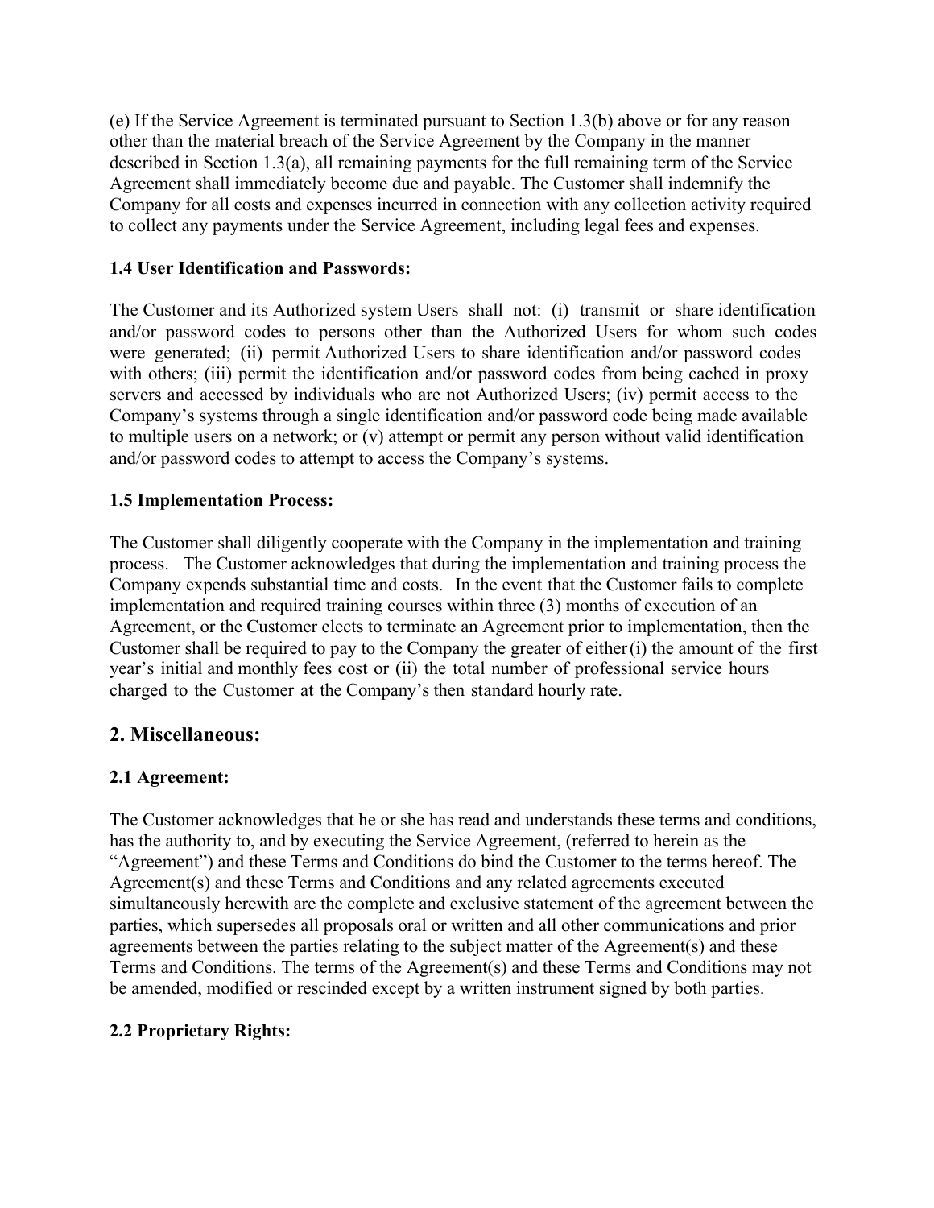(e) If the Service Agreement is terminated pursuant to Section 1.3(b) above or for any reason other than the material breach of the Service Agreement by the Company in the manner described in Section 1.3(a), all remaining payments for the full remaining term of the Service Agreement shall immediately become due and payable. The Customer shall indemnify the Company for all costs and expenses incurred in connection with any collection activity required to collect any payments under the Service Agreement, including legal fees and expenses.

### 1.4 User Identification and Passwords:

The Customer and its Authorized system Users shall not: (i) transmit or share identification and/or password codes to persons other than the Authorized Users for whom such codes were generated; (ii) permit Authorized Users to share identification and/or password codes with others; (iii) permit the identification and/or password codes from being cached in proxy servers and accessed by individuals who are not Authorized Users; (iv) permit access to the Company's systems through a single identification and/or password code being made available to multiple users on a network; or (v) attempt or permit any person without valid identification and/or password codes to attempt to access the Company's systems.

### 1.5 Implementation Process:

The Customer shall diligently cooperate with the Company in the implementation and training process. The Customer acknowledges that during the implementation and training process the Company expends substantial time and costs. In the event that the Customer fails to complete implementation and required training courses within three (3) months of execution of an Agreement, or the Customer elects to terminate an Agreement prior to implementation, then the Customer shall be required to pay to the Company the greater of either (i) the amount of the first year's initial and monthly fees cost or (ii) the total number of professional service hours charged to the Customer at the Company's then standard hourly rate.

## 2. Miscellaneous:

### 2.1 Agreement:

The Customer acknowledges that he or she has read and understands these terms and conditions, has the authority to, and by executing the Service Agreement, (referred to herein as the "Agreement") and these Terms and Conditions do bind the Customer to the terms hereof. The Agreement(s) and these Terms and Conditions and any related agreements executed simultaneously herewith are the complete and exclusive statement of the agreement between the parties, which supersedes all proposals oral or written and all other communications and prior agreements between the parties relating to the subject matter of the Agreement(s) and these Terms and Conditions. The terms of the Agreement(s) and these Terms and Conditions may not be amended, modified or rescinded except by a written instrument signed by both parties.

### 2.2 Proprietary Rights: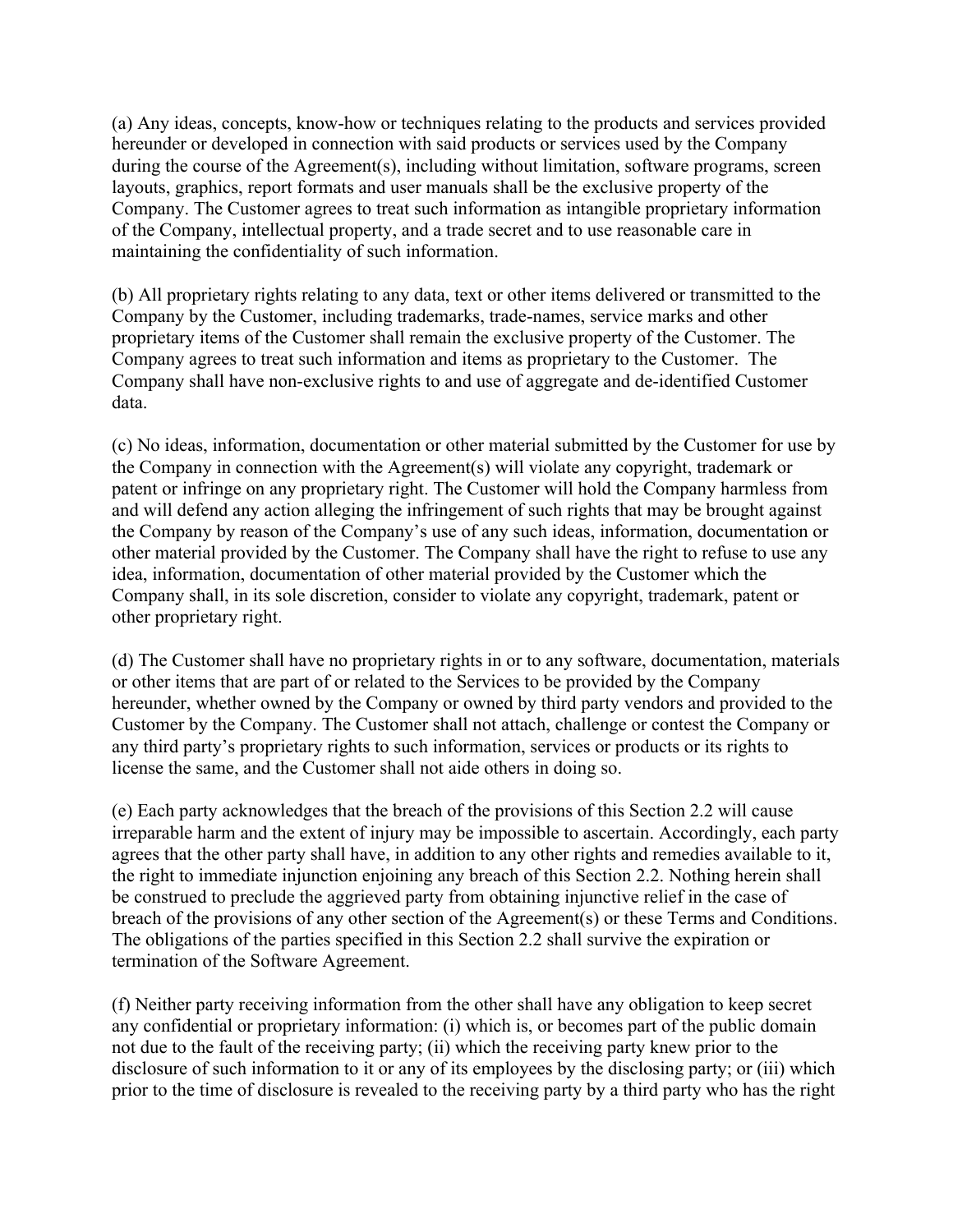(a) Any ideas, concepts, know-how or techniques relating to the products and services provided hereunder or developed in connection with said products or services used by the Company during the course of the Agreement(s), including without limitation, software programs, screen layouts, graphics, report formats and user manuals shall be the exclusive property of the Company. The Customer agrees to treat such information as intangible proprietary information of the Company, intellectual property, and a trade secret and to use reasonable care in maintaining the confidentiality of such information.

(b) All proprietary rights relating to any data, text or other items delivered or transmitted to the Company by the Customer, including trademarks, trade-names, service marks and other proprietary items of the Customer shall remain the exclusive property of the Customer. The Company agrees to treat such information and items as proprietary to the Customer. The Company shall have non-exclusive rights to and use of aggregate and de-identified Customer data.

(c) No ideas, information, documentation or other material submitted by the Customer for use by the Company in connection with the Agreement(s) will violate any copyright, trademark or patent or infringe on any proprietary right. The Customer will hold the Company harmless from and will defend any action alleging the infringement of such rights that may be brought against the Company by reason of the Company's use of any such ideas, information, documentation or other material provided by the Customer. The Company shall have the right to refuse to use any idea, information, documentation of other material provided by the Customer which the Company shall, in its sole discretion, consider to violate any copyright, trademark, patent or other proprietary right.

(d) The Customer shall have no proprietary rights in or to any software, documentation, materials or other items that are part of or related to the Services to be provided by the Company hereunder, whether owned by the Company or owned by third party vendors and provided to the Customer by the Company. The Customer shall not attach, challenge or contest the Company or any third party's proprietary rights to such information, services or products or its rights to license the same, and the Customer shall not aide others in doing so.

(e) Each party acknowledges that the breach of the provisions of this Section 2.2 will cause irreparable harm and the extent of injury may be impossible to ascertain. Accordingly, each party agrees that the other party shall have, in addition to any other rights and remedies available to it, the right to immediate injunction enjoining any breach of this Section 2.2. Nothing herein shall be construed to preclude the aggrieved party from obtaining injunctive relief in the case of breach of the provisions of any other section of the Agreement(s) or these Terms and Conditions. The obligations of the parties specified in this Section 2.2 shall survive the expiration or termination of the Software Agreement.

(f) Neither party receiving information from the other shall have any obligation to keep secret any confidential or proprietary information: (i) which is, or becomes part of the public domain not due to the fault of the receiving party; (ii) which the receiving party knew prior to the disclosure of such information to it or any of its employees by the disclosing party; or (iii) which prior to the time of disclosure is revealed to the receiving party by a third party who has the right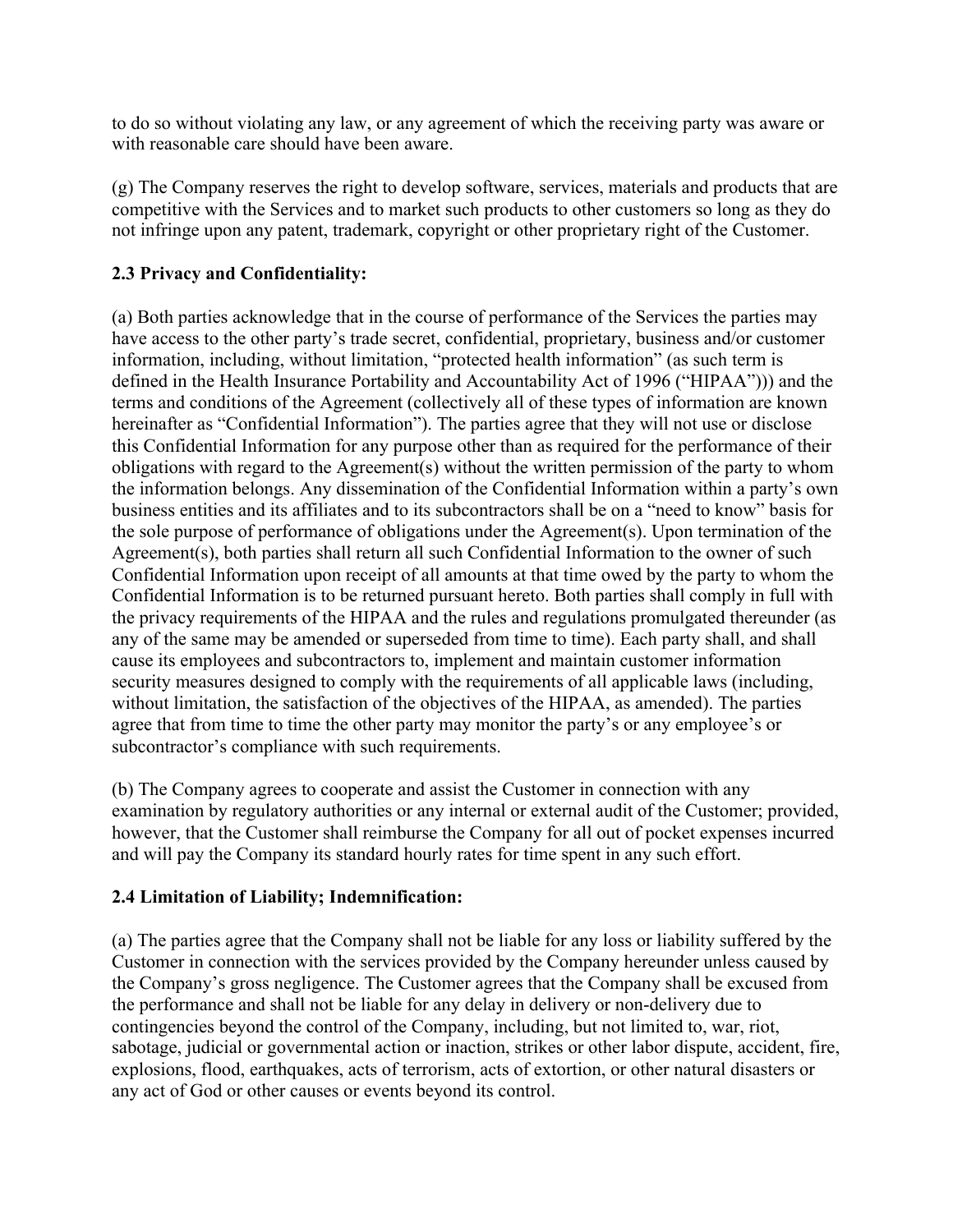to do so without violating any law, or any agreement of which the receiving party was aware or with reasonable care should have been aware.

(g) The Company reserves the right to develop software, services, materials and products that are competitive with the Services and to market such products to other customers so long as they do not infringe upon any patent, trademark, copyright or other proprietary right of the Customer.

**2.3 Privacy and Confidentiality:**

(a) Both parties acknowledge that in the course of performance of the Services the parties may have access to the other party's trade secret, confidential, proprietary, business and/or customer information, including, without limitation, "protected health information" (as such term is defined in the Health Insurance Portability and Accountability Act of 1996 ("HIPAA"))) and the terms and conditions of the Agreement (collectively all of these types of information are known hereinafter as "Confidential Information"). The parties agree that they will not use or disclose this Confidential Information for any purpose other than as required for the performance of their obligations with regard to the Agreement(s) without the written permission of the party to whom the information belongs. Any dissemination of the Confidential Information within a party's own business entities and its affiliates and to its subcontractors shall be on a "need to know" basis for the sole purpose of performance of obligations under the Agreement(s). Upon termination of the Agreement(s), both parties shall return all such Confidential Information to the owner of such Confidential Information upon receipt of all amounts at that time owed by the party to whom the Confidential Information is to be returned pursuant hereto. Both parties shall comply in full with the privacy requirements of the HIPAA and the rules and regulations promulgated thereunder (as any of the same may be amended or superseded from time to time). Each party shall, and shall cause its employees and subcontractors to, implement and maintain customer information security measures designed to comply with the requirements of all applicable laws (including, without limitation, the satisfaction of the objectives of the HIPAA, as amended). The parties agree that from time to time the other party may monitor the party's or any employee's or subcontractor's compliance with such requirements.

(b) The Company agrees to cooperate and assist the Customer in connection with any examination by regulatory authorities or any internal or external audit of the Customer; provided, however, that the Customer shall reimburse the Company for all out of pocket expenses incurred and will pay the Company its standard hourly rates for time spent in any such effort.

**2.4 Limitation of Liability; Indemnification:**

(a) The parties agree that the Company shall not be liable for any loss or liability suffered by the Customer in connection with the services provided by the Company hereunder unless caused by the Company's gross negligence. The Customer agrees that the Company shall be excused from the performance and shall not be liable for any delay in delivery or non-delivery due to contingencies beyond the control of the Company, including, but not limited to, war, riot, sabotage, judicial or governmental action or inaction, strikes or other labor dispute, accident, fire, explosions, flood, earthquakes, acts of terrorism, acts of extortion, or other natural disasters or any act of God or other causes or events beyond its control.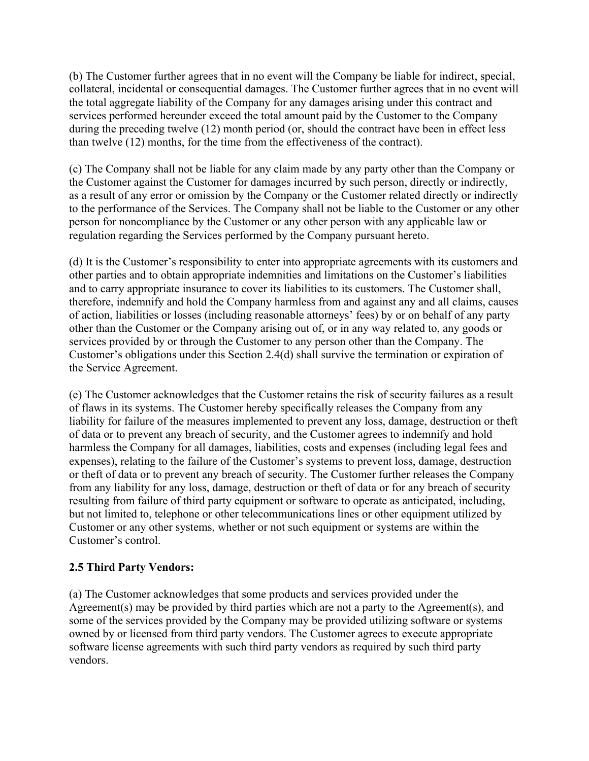(b) The Customer further agrees that in no event will the Company be liable for indirect, special, collateral, incidental or consequential damages. The Customer further agrees that in no event will the total aggregate liability of the Company for any damages arising under this contract and services performed hereunder exceed the total amount paid by the Customer to the Company during the preceding twelve (12) month period (or, should the contract have been in effect less than twelve (12) months, for the time from the effectiveness of the contract).

(c) The Company shall not be liable for any claim made by any party other than the Company or the Customer against the Customer for damages incurred by such person, directly or indirectly, as a result of any error or omission by the Company or the Customer related directly or indirectly to the performance of the Services. The Company shall not be liable to the Customer or any other person for noncompliance by the Customer or any other person with any applicable law or regulation regarding the Services performed by the Company pursuant hereto.

(d) It is the Customer's responsibility to enter into appropriate agreements with its customers and other parties and to obtain appropriate indemnities and limitations on the Customer's liabilities and to carry appropriate insurance to cover its liabilities to its customers. The Customer shall, therefore, indemnify and hold the Company harmless from and against any and all claims, causes of action, liabilities or losses (including reasonable attorneys' fees) by or on behalf of any party other than the Customer or the Company arising out of, or in any way related to, any goods or services provided by or through the Customer to any person other than the Company. The Customer's obligations under this Section 2.4(d) shall survive the termination or expiration of the Service Agreement.

(e) The Customer acknowledges that the Customer retains the risk of security failures as a result of flaws in its systems. The Customer hereby specifically releases the Company from any liability for failure of the measures implemented to prevent any loss, damage, destruction or theft of data or to prevent any breach of security, and the Customer agrees to indemnify and hold harmless the Company for all damages, liabilities, costs and expenses (including legal fees and expenses), relating to the failure of the Customer's systems to prevent loss, damage, destruction or theft of data or to prevent any breach of security. The Customer further releases the Company from any liability for any loss, damage, destruction or theft of data or for any breach of security resulting from failure of third party equipment or software to operate as anticipated, including, but not limited to, telephone or other telecommunications lines or other equipment utilized by Customer or any other systems, whether or not such equipment or systems are within the Customer's control.

**2.5 Third Party Vendors:**

(a) The Customer acknowledges that some products and services provided under the Agreement(s) may be provided by third parties which are not a party to the Agreement(s), and some of the services provided by the Company may be provided utilizing software or systems owned by or licensed from third party vendors. The Customer agrees to execute appropriate software license agreements with such third party vendors as required by such third party vendors.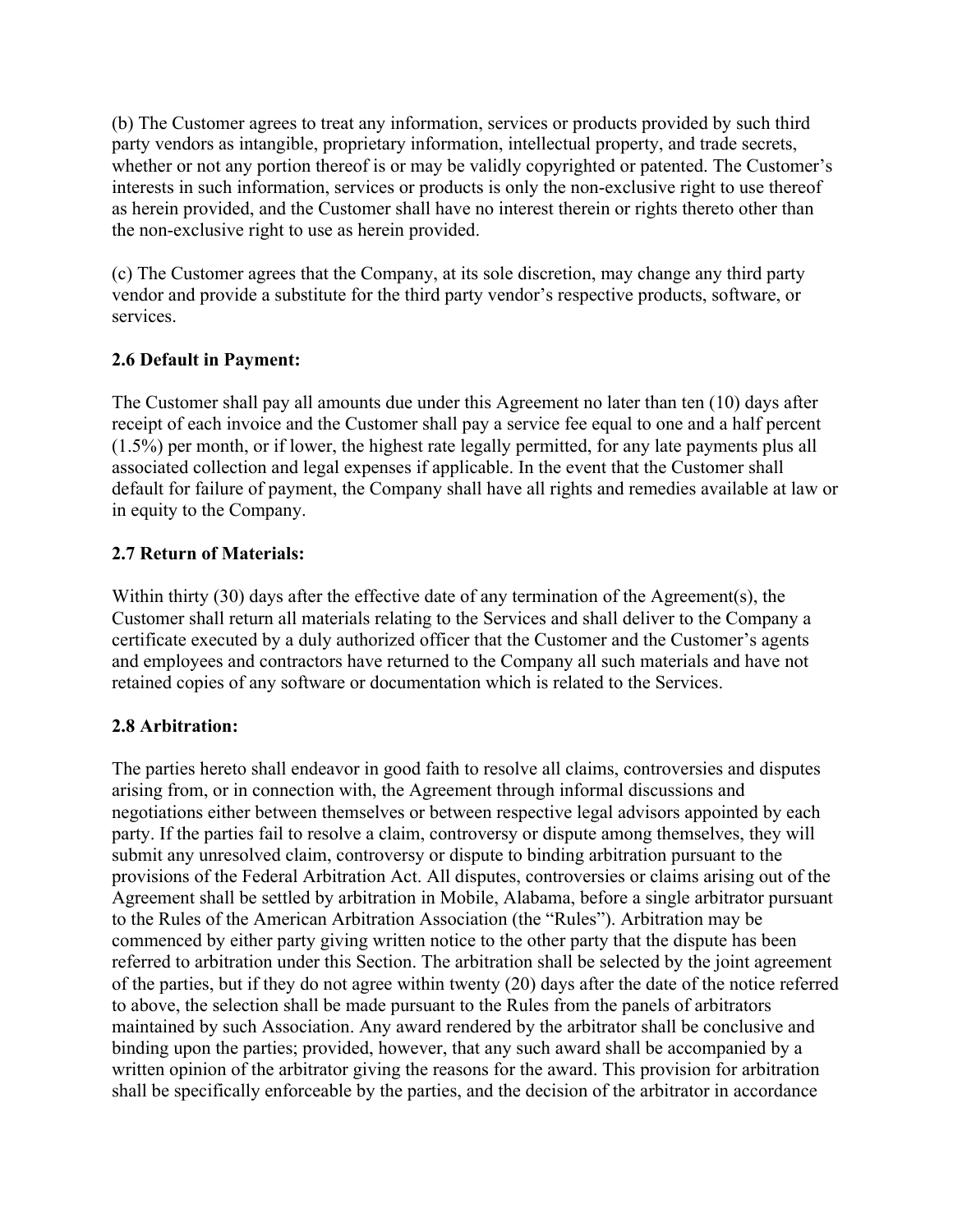(b) The Customer agrees to treat any information, services or products provided by such third party vendors as intangible, proprietary information, intellectual property, and trade secrets, whether or not any portion thereof is or may be validly copyrighted or patented. The Customer's interests in such information, services or products is only the non-exclusive right to use thereof as herein provided, and the Customer shall have no interest therein or rights thereto other than the non-exclusive right to use as herein provided.

(c) The Customer agrees that the Company, at its sole discretion, may change any third party vendor and provide a substitute for the third party vendor's respective products, software, or services.

**2.6 Default in Payment:**

The Customer shall pay all amounts due under this Agreement no later than ten (10) days after receipt of each invoice and the Customer shall pay a service fee equal to one and a half percent (1.5%) per month, or if lower, the highest rate legally permitted, for any late payments plus all associated collection and legal expenses if applicable. In the event that the Customer shall default for failure of payment, the Company shall have all rights and remedies available at law or in equity to the Company.

**2.7 Return of Materials:**

Within thirty (30) days after the effective date of any termination of the Agreement(s), the Customer shall return all materials relating to the Services and shall deliver to the Company a certificate executed by a duly authorized officer that the Customer and the Customer's agents and employees and contractors have returned to the Company all such materials and have not retained copies of any software or documentation which is related to the Services.

**2.8 Arbitration:**

The parties hereto shall endeavor in good faith to resolve all claims, controversies and disputes arising from, or in connection with, the Agreement through informal discussions and negotiations either between themselves or between respective legal advisors appointed by each party. If the parties fail to resolve a claim, controversy or dispute among themselves, they will submit any unresolved claim, controversy or dispute to binding arbitration pursuant to the provisions of the Federal Arbitration Act. All disputes, controversies or claims arising out of the Agreement shall be settled by arbitration in Mobile, Alabama, before a single arbitrator pursuant to the Rules of the American Arbitration Association (the "Rules"). Arbitration may be commenced by either party giving written notice to the other party that the dispute has been referred to arbitration under this Section. The arbitration shall be selected by the joint agreement of the parties, but if they do not agree within twenty (20) days after the date of the notice referred to above, the selection shall be made pursuant to the Rules from the panels of arbitrators maintained by such Association. Any award rendered by the arbitrator shall be conclusive and binding upon the parties; provided, however, that any such award shall be accompanied by a written opinion of the arbitrator giving the reasons for the award. This provision for arbitration shall be specifically enforceable by the parties, and the decision of the arbitrator in accordance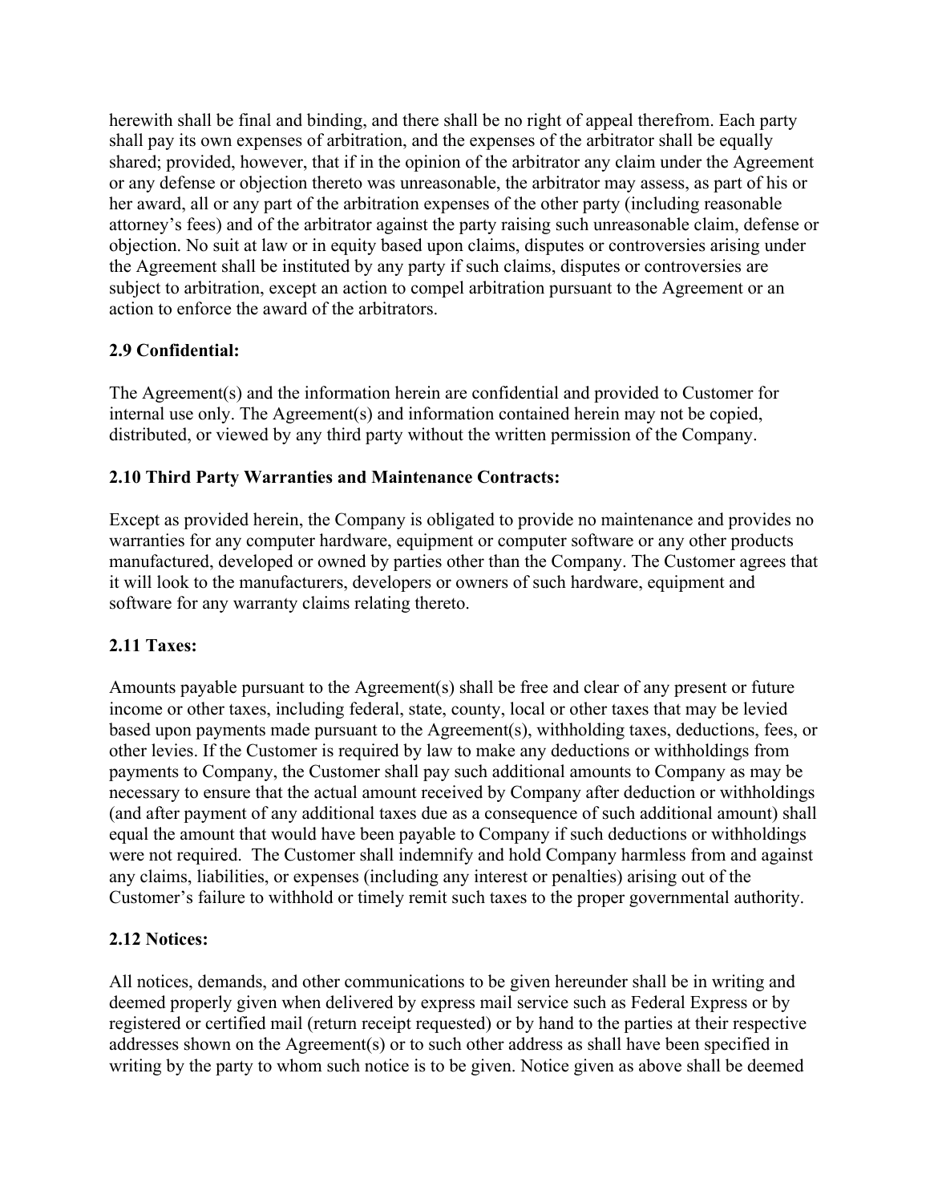herewith shall be final and binding, and there shall be no right of appeal therefrom. Each party shall pay its own expenses of arbitration, and the expenses of the arbitrator shall be equally shared; provided, however, that if in the opinion of the arbitrator any claim under the Agreement or any defense or objection thereto was unreasonable, the arbitrator may assess, as part of his or her award, all or any part of the arbitration expenses of the other party (including reasonable attorney's fees) and of the arbitrator against the party raising such unreasonable claim, defense or objection. No suit at law or in equity based upon claims, disputes or controversies arising under the Agreement shall be instituted by any party if such claims, disputes or controversies are subject to arbitration, except an action to compel arbitration pursuant to the Agreement or an action to enforce the award of the arbitrators.

### 2.9 Confidential:

The Agreement(s) and the information herein are confidential and provided to Customer for internal use only. The Agreement(s) and information contained herein may not be copied, distributed, or viewed by any third party without the written permission of the Company.

### 2.10 Third Party Warranties and Maintenance Contracts:

Except as provided herein, the Company is obligated to provide no maintenance and provides no warranties for any computer hardware, equipment or computer software or any other products manufactured, developed or owned by parties other than the Company. The Customer agrees that it will look to the manufacturers, developers or owners of such hardware, equipment and software for any warranty claims relating thereto.

### 2.11 Taxes:

Amounts payable pursuant to the Agreement(s) shall be free and clear of any present or future income or other taxes, including federal, state, county, local or other taxes that may be levied based upon payments made pursuant to the Agreement(s), withholding taxes, deductions, fees, or other levies. If the Customer is required by law to make any deductions or withholdings from payments to Company, the Customer shall pay such additional amounts to Company as may be necessary to ensure that the actual amount received by Company after deduction or withholdings (and after payment of any additional taxes due as a consequence of such additional amount) shall equal the amount that would have been payable to Company if such deductions or withholdings were not required. The Customer shall indemnify and hold Company harmless from and against any claims, liabilities, or expenses (including any interest or penalties) arising out of the Customer's failure to withhold or timely remit such taxes to the proper governmental authority.

### 2.12 Notices:

All notices, demands, and other communications to be given hereunder shall be in writing and deemed properly given when delivered by express mail service such as Federal Express or by registered or certified mail (return receipt requested) or by hand to the parties at their respective addresses shown on the Agreement(s) or to such other address as shall have been specified in writing by the party to whom such notice is to be given. Notice given as above shall be deemed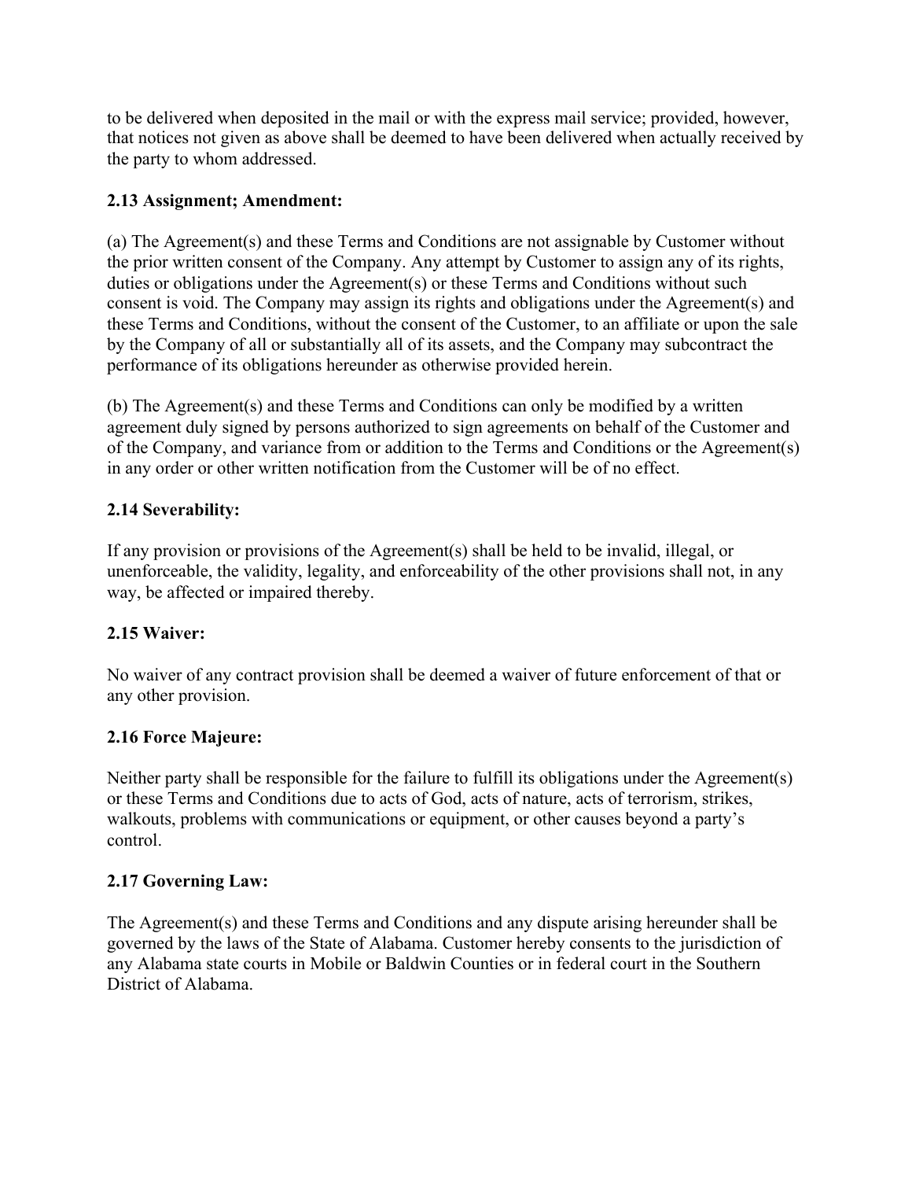to be delivered when deposited in the mail or with the express mail service; provided, however, that notices not given as above shall be deemed to have been delivered when actually received by the party to whom addressed.

**2.13 Assignment; Amendment:**

(a) The Agreement(s) and these Terms and Conditions are not assignable by Customer without the prior written consent of the Company. Any attempt by Customer to assign any of its rights, duties or obligations under the Agreement(s) or these Terms and Conditions without such consent is void. The Company may assign its rights and obligations under the Agreement(s) and these Terms and Conditions, without the consent of the Customer, to an affiliate or upon the sale by the Company of all or substantially all of its assets, and the Company may subcontract the performance of its obligations hereunder as otherwise provided herein.

(b) The Agreement(s) and these Terms and Conditions can only be modified by a written agreement duly signed by persons authorized to sign agreements on behalf of the Customer and of the Company, and variance from or addition to the Terms and Conditions or the Agreement(s) in any order or other written notification from the Customer will be of no effect.

**2.14 Severability:**

If any provision or provisions of the Agreement(s) shall be held to be invalid, illegal, or unenforceable, the validity, legality, and enforceability of the other provisions shall not, in any way, be affected or impaired thereby.

**2.15 Waiver:**

No waiver of any contract provision shall be deemed a waiver of future enforcement of that or any other provision.

**2.16 Force Majeure:**

Neither party shall be responsible for the failure to fulfill its obligations under the Agreement(s) or these Terms and Conditions due to acts of God, acts of nature, acts of terrorism, strikes, walkouts, problems with communications or equipment, or other causes beyond a party's control.

**2.17 Governing Law:**

The Agreement(s) and these Terms and Conditions and any dispute arising hereunder shall be governed by the laws of the State of Alabama. Customer hereby consents to the jurisdiction of any Alabama state courts in Mobile or Baldwin Counties or in federal court in the Southern District of Alabama.